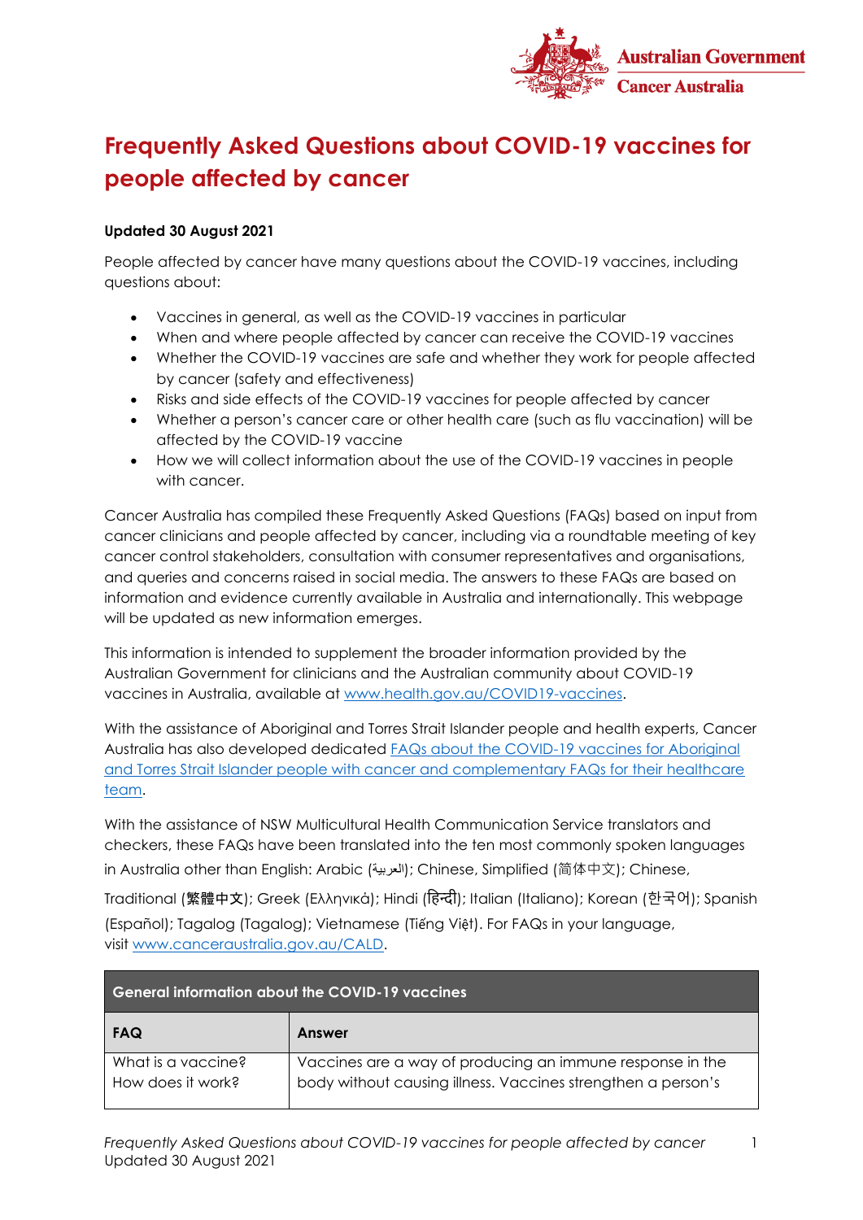Australian Government
Cancer Australia

# Frequently Asked Questions about COVID-19 vaccines for people affected by cancer

**Updated 30 August 2021**

People affected by cancer have many questions about the COVID-19 vaccines, including questions about:

- Vaccines in general, as well as the COVID-19 vaccines in particular
- When and where people affected by cancer can receive the COVID-19 vaccines
- Whether the COVID-19 vaccines are safe and whether they work for people affected by cancer (safety and effectiveness)
- Risks and side effects of the COVID-19 vaccines for people affected by cancer
- Whether a person's cancer care or other health care (such as flu vaccination) will be affected by the COVID-19 vaccine
- How we will collect information about the use of the COVID-19 vaccines in people with cancer.

Cancer Australia has compiled these Frequently Asked Questions (FAQs) based on input from cancer clinicians and people affected by cancer, including via a roundtable meeting of key cancer control stakeholders, consultation with consumer representatives and organisations, and queries and concerns raised in social media. The answers to these FAQs are based on information and evidence currently available in Australia and internationally. This webpage will be updated as new information emerges.

This information is intended to supplement the broader information provided by the Australian Government for clinicians and the Australian community about COVID-19 vaccines in Australia, available at www.health.gov.au/COVID19-vaccines.

With the assistance of Aboriginal and Torres Strait Islander people and health experts, Cancer Australia has also developed dedicated FAQs about the COVID-19 vaccines for Aboriginal and Torres Strait Islander people with cancer and complementary FAQs for their healthcare team.

With the assistance of NSW Multicultural Health Communication Service translators and checkers, these FAQs have been translated into the ten most commonly spoken languages in Australia other than English: Arabic (العربية); Chinese, Simplified (简体中文); Chinese, Traditional (繁體中文); Greek (Ελληνικά); Hindi (हिन्दी); Italian (Italiano); Korean (한국어); Spanish (Español); Tagalog (Tagalog); Vietnamese (Tiếng Việt). For FAQs in your language, visit www.canceraustralia.gov.au/CALD.

| General information about the COVID-19 vaccines | |
|---|---|
| **FAQ** | **Answer** |
| What is a vaccine? How does it work? | Vaccines are a way of producing an immune response in the body without causing illness. Vaccines strengthen a person's |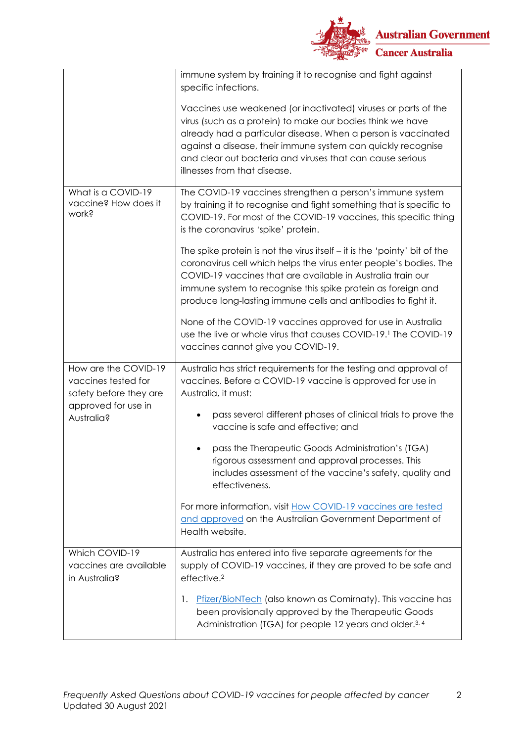| | |
|---|---|
| | immune system by training it to recognise and fight against specific infections.<br><br>Vaccines use weakened (or inactivated) viruses or parts of the virus (such as a protein) to make our bodies think we have already had a particular disease. When a person is vaccinated against a disease, their immune system can quickly recognise and clear out bacteria and viruses that can cause serious illnesses from that disease. |
| What is a COVID-19 vaccine? How does it work? | The COVID-19 vaccines strengthen a person's immune system by training it to recognise and fight something that is specific to COVID-19. For most of the COVID-19 vaccines, this specific thing is the coronavirus 'spike' protein.<br><br>The spike protein is not the virus itself – it is the 'pointy' bit of the coronavirus cell which helps the virus enter people's bodies. The COVID-19 vaccines that are available in Australia train our immune system to recognise this spike protein as foreign and produce long-lasting immune cells and antibodies to fight it.<br><br>None of the COVID-19 vaccines approved for use in Australia use the live or whole virus that causes COVID-19.[1] The COVID-19 vaccines cannot give you COVID-19. |
| How are the COVID-19 vaccines tested for safety before they are approved for use in Australia? | Australia has strict requirements for the testing and approval of vaccines. Before a COVID-19 vaccine is approved for use in Australia, it must:<br><br>• pass several different phases of clinical trials to prove the vaccine is safe and effective; and<br><br>• pass the Therapeutic Goods Administration's (TGA) rigorous assessment and approval processes. This includes assessment of the vaccine's safety, quality and effectiveness.<br><br>For more information, visit How COVID-19 vaccines are tested and approved on the Australian Government Department of Health website. |
| Which COVID-19 vaccines are available in Australia? | Australia has entered into five separate agreements for the supply of COVID-19 vaccines, if they are proved to be safe and effective.[2]<br><br>1. Pfizer/BioNTech (also known as Comirnaty). This vaccine has been provisionally approved by the Therapeutic Goods Administration (TGA) for people 12 years and older.[3, 4] |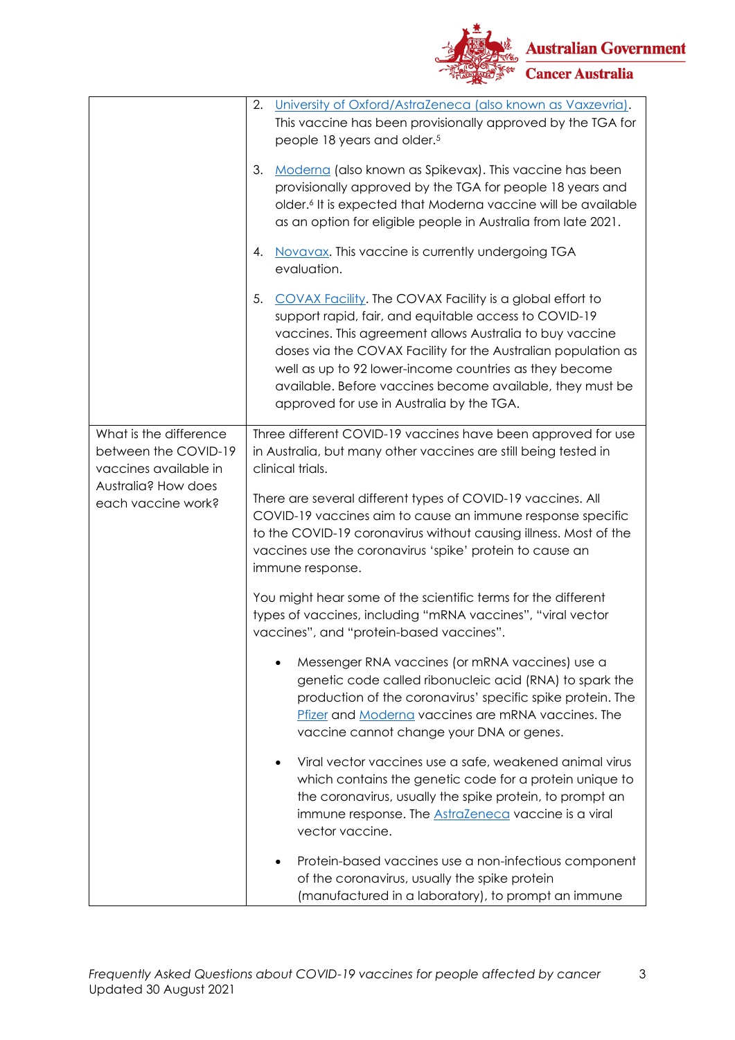| | |
|---|---|
| | 2. University of Oxford/AstraZeneca (also known as Vaxzevria). This vaccine has been provisionally approved by the TGA for people 18 years and older.[5]<br><br>3. Moderna (also known as Spikevax). This vaccine has been provisionally approved by the TGA for people 18 years and older.[6] It is expected that Moderna vaccine will be available as an option for eligible people in Australia from late 2021.<br><br>4. Novavax. This vaccine is currently undergoing TGA evaluation.<br><br>5. COVAX Facility. The COVAX Facility is a global effort to support rapid, fair, and equitable access to COVID-19 vaccines. This agreement allows Australia to buy vaccine doses via the COVAX Facility for the Australian population as well as up to 92 lower-income countries as they become available. Before vaccines become available, they must be approved for use in Australia by the TGA. |
| What is the difference between the COVID-19 vaccines available in Australia? How does each vaccine work? | Three different COVID-19 vaccines have been approved for use in Australia, but many other vaccines are still being tested in clinical trials.<br><br>There are several different types of COVID-19 vaccines. All COVID-19 vaccines aim to cause an immune response specific to the COVID-19 coronavirus without causing illness. Most of the vaccines use the coronavirus 'spike' protein to cause an immune response.<br><br>You might hear some of the scientific terms for the different types of vaccines, including "mRNA vaccines", "viral vector vaccines", and "protein-based vaccines".<br><br>• Messenger RNA vaccines (or mRNA vaccines) use a genetic code called ribonucleic acid (RNA) to spark the production of the coronavirus' specific spike protein. The Pfizer and Moderna vaccines are mRNA vaccines. The vaccine cannot change your DNA or genes.<br><br>• Viral vector vaccines use a safe, weakened animal virus which contains the genetic code for a protein unique to the coronavirus, usually the spike protein, to prompt an immune response. The AstraZeneca vaccine is a viral vector vaccine.<br><br>• Protein-based vaccines use a non-infectious component of the coronavirus, usually the spike protein (manufactured in a laboratory), to prompt an immune |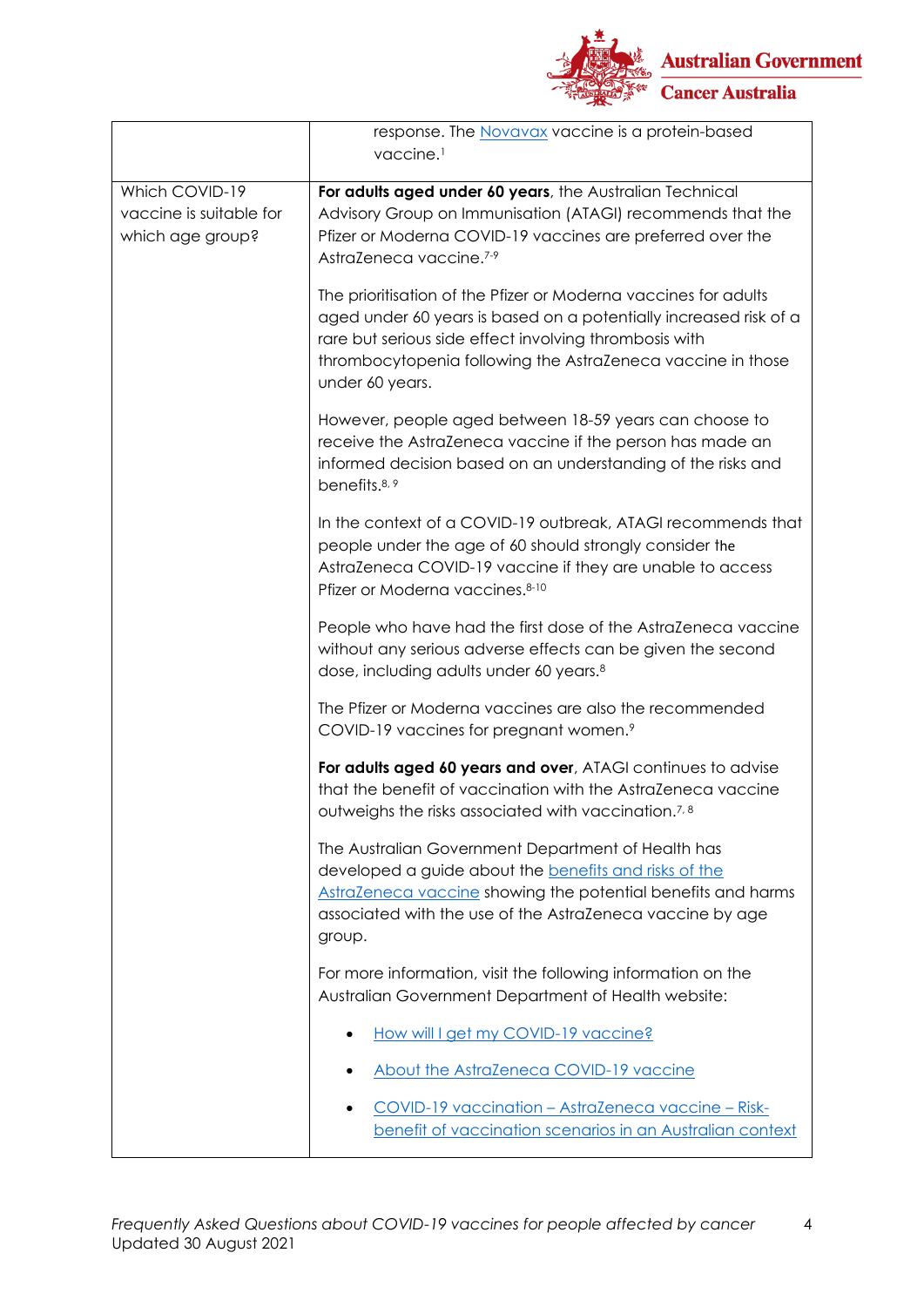| | |
|---|---|
| | response. The Novavax vaccine is a protein-based vaccine.[1] |
| Which COVID-19 vaccine is suitable for which age group? | **For adults aged under 60 years**, the Australian Technical Advisory Group on Immunisation (ATAGI) recommends that the Pfizer or Moderna COVID-19 vaccines are preferred over the AstraZeneca vaccine.[7-9]<br><br>The prioritisation of the Pfizer or Moderna vaccines for adults aged under 60 years is based on a potentially increased risk of a rare but serious side effect involving thrombosis with thrombocytopenia following the AstraZeneca vaccine in those under 60 years.<br><br>However, people aged between 18-59 years can choose to receive the AstraZeneca vaccine if the person has made an informed decision based on an understanding of the risks and benefits.[8, 9]<br><br>In the context of a COVID-19 outbreak, ATAGI recommends that people under the age of 60 should strongly consider the AstraZeneca COVID-19 vaccine if they are unable to access Pfizer or Moderna vaccines.[8-10]<br><br>People who have had the first dose of the AstraZeneca vaccine without any serious adverse effects can be given the second dose, including adults under 60 years.[8]<br><br>The Pfizer or Moderna vaccines are also the recommended COVID-19 vaccines for pregnant women.[9]<br><br>**For adults aged 60 years and over**, ATAGI continues to advise that the benefit of vaccination with the AstraZeneca vaccine outweighs the risks associated with vaccination.[7, 8]<br><br>The Australian Government Department of Health has developed a guide about the benefits and risks of the AstraZeneca vaccine showing the potential benefits and harms associated with the use of the AstraZeneca vaccine by age group.<br><br>For more information, visit the following information on the Australian Government Department of Health website:<br><br>• How will I get my COVID-19 vaccine?<br><br>• About the AstraZeneca COVID-19 vaccine<br><br>• COVID-19 vaccination – AstraZeneca vaccine – Risk-benefit of vaccination scenarios in an Australian context |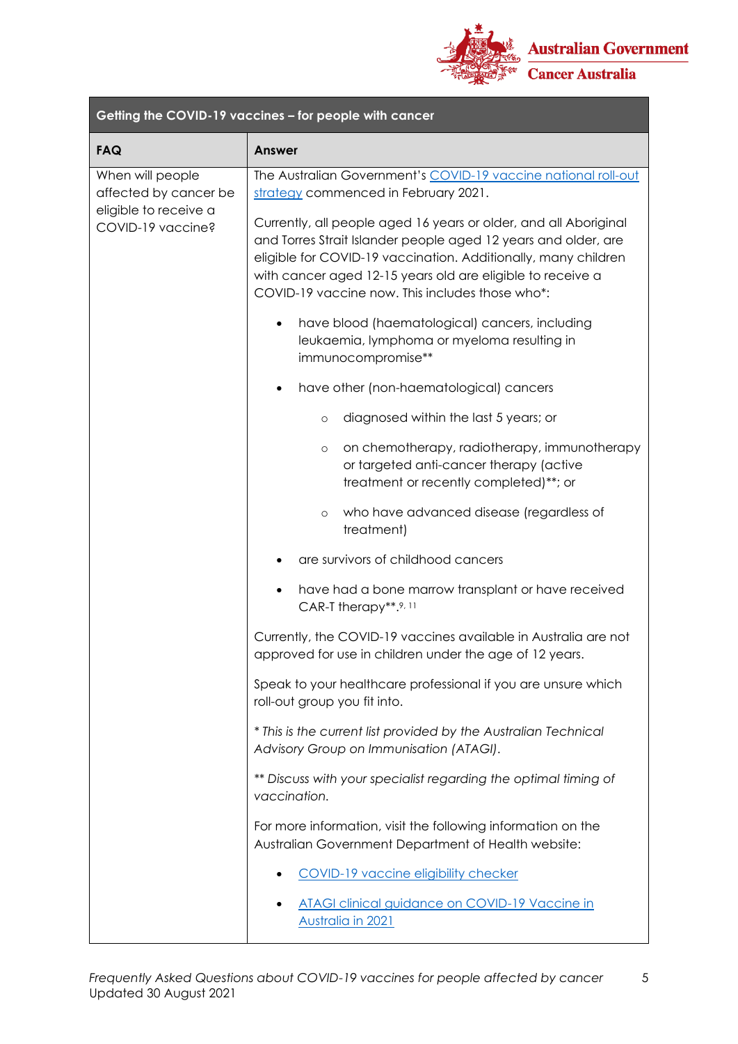| Getting the COVID-19 vaccines – for people with cancer | |
|---|---|
| **FAQ** | **Answer** |
| When will people affected by cancer be eligible to receive a COVID-19 vaccine? | The Australian Government's [COVID-19 vaccine national roll-out strategy]() commenced in February 2021.<br><br>Currently, all people aged 16 years or older, and all Aboriginal and Torres Strait Islander people aged 12 years and older, are eligible for COVID-19 vaccination. Additionally, many children with cancer aged 12-15 years old are eligible to receive a COVID-19 vaccine now. This includes those who*:<br><br>• have blood (haematological) cancers, including leukaemia, lymphoma or myeloma resulting in immunocompromise**<br>• have other (non-haematological) cancers<br>  ○ diagnosed within the last 5 years; or<br>  ○ on chemotherapy, radiotherapy, immunotherapy or targeted anti-cancer therapy (active treatment or recently completed)**; or<br>  ○ who have advanced disease (regardless of treatment)<br>• are survivors of childhood cancers<br>• have had a bone marrow transplant or have received CAR-T therapy**.[9, 11]<br><br>Currently, the COVID-19 vaccines available in Australia are not approved for use in children under the age of 12 years.<br><br>Speak to your healthcare professional if you are unsure which roll-out group you fit into.<br><br>*\* This is the current list provided by the Australian Technical Advisory Group on Immunisation (ATAGI).*<br><br>*\*\* Discuss with your specialist regarding the optimal timing of vaccination.*<br><br>For more information, visit the following information on the Australian Government Department of Health website:<br><br>• [COVID-19 vaccine eligibility checker]()<br>• [ATAGI clinical guidance on COVID-19 Vaccine in Australia in 2021]() |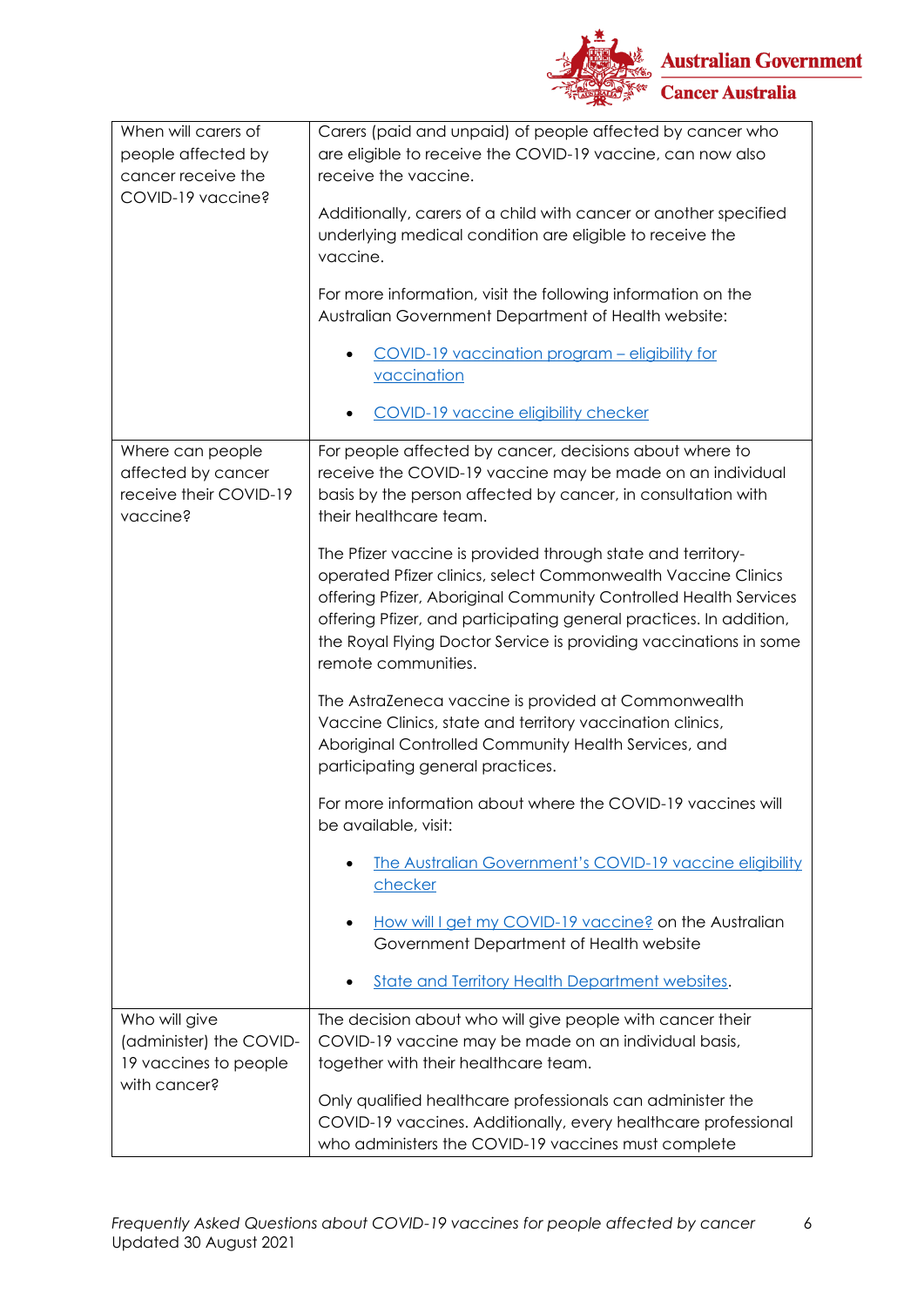| | |
|---|---|
| When will carers of people affected by cancer receive the COVID-19 vaccine? | Carers (paid and unpaid) of people affected by cancer who are eligible to receive the COVID-19 vaccine, can now also receive the vaccine.<br><br>Additionally, carers of a child with cancer or another specified underlying medical condition are eligible to receive the vaccine.<br><br>For more information, visit the following information on the Australian Government Department of Health website:<br><br>• COVID-19 vaccination program – eligibility for vaccination<br><br>• COVID-19 vaccine eligibility checker |
| Where can people affected by cancer receive their COVID-19 vaccine? | For people affected by cancer, decisions about where to receive the COVID-19 vaccine may be made on an individual basis by the person affected by cancer, in consultation with their healthcare team.<br><br>The Pfizer vaccine is provided through state and territory-operated Pfizer clinics, select Commonwealth Vaccine Clinics offering Pfizer, Aboriginal Community Controlled Health Services offering Pfizer, and participating general practices. In addition, the Royal Flying Doctor Service is providing vaccinations in some remote communities.<br><br>The AstraZeneca vaccine is provided at Commonwealth Vaccine Clinics, state and territory vaccination clinics, Aboriginal Controlled Community Health Services, and participating general practices.<br><br>For more information about where the COVID-19 vaccines will be available, visit:<br><br>• The Australian Government's COVID-19 vaccine eligibility checker<br><br>• How will I get my COVID-19 vaccine? on the Australian Government Department of Health website<br><br>• State and Territory Health Department websites. |
| Who will give (administer) the COVID-19 vaccines to people with cancer? | The decision about who will give people with cancer their COVID-19 vaccine may be made on an individual basis, together with their healthcare team.<br><br>Only qualified healthcare professionals can administer the COVID-19 vaccines. Additionally, every healthcare professional who administers the COVID-19 vaccines must complete |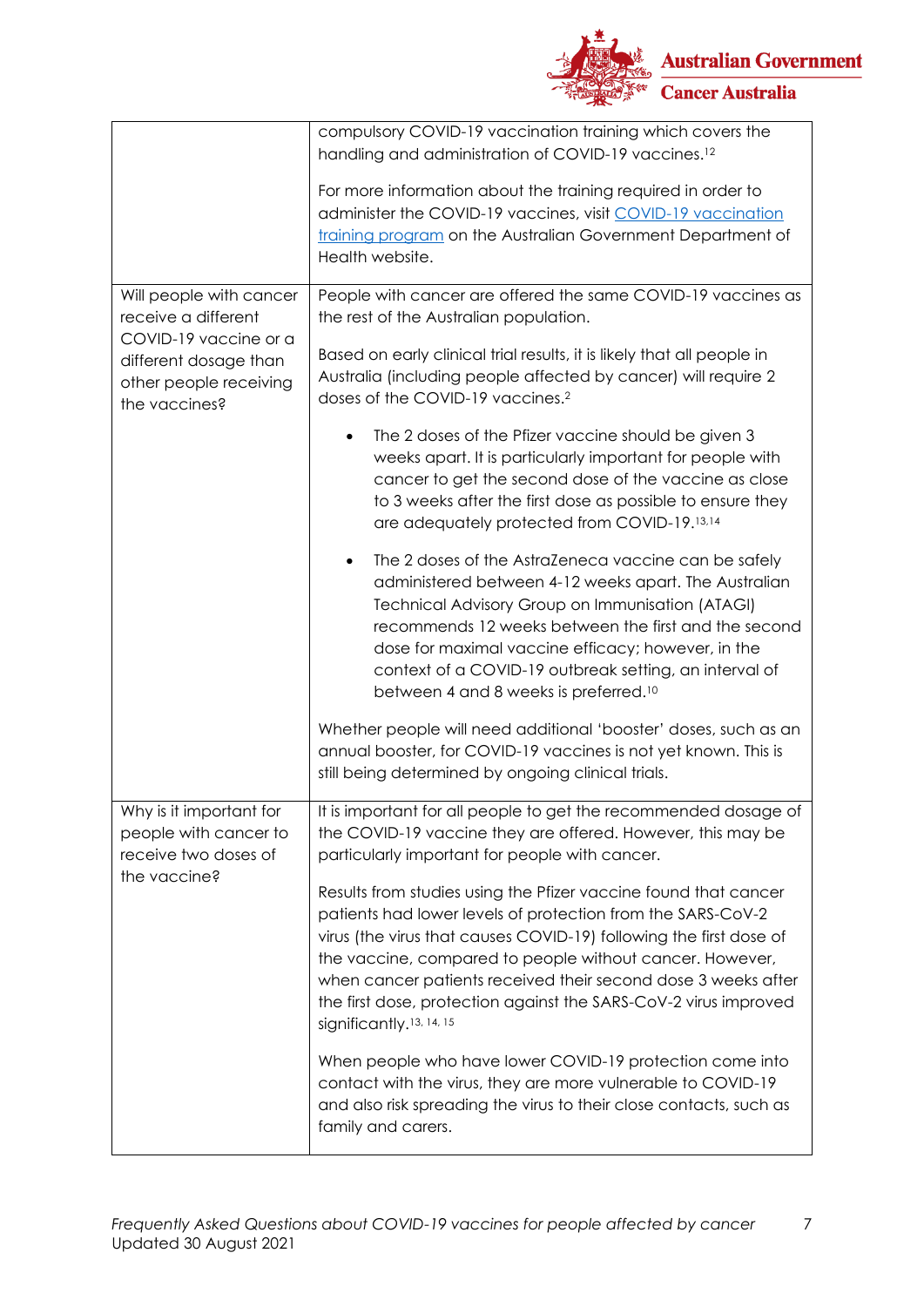| | |
|---|---|
| | compulsory COVID-19 vaccination training which covers the handling and administration of COVID-19 vaccines.[12]<br><br>For more information about the training required in order to administer the COVID-19 vaccines, visit [COVID-19 vaccination training program](#) on the Australian Government Department of Health website. |
| Will people with cancer receive a different COVID-19 vaccine or a different dosage than other people receiving the vaccines? | People with cancer are offered the same COVID-19 vaccines as the rest of the Australian population.<br><br>Based on early clinical trial results, it is likely that all people in Australia (including people affected by cancer) will require 2 doses of the COVID-19 vaccines.[2]<br><br>• The 2 doses of the Pfizer vaccine should be given 3 weeks apart. It is particularly important for people with cancer to get the second dose of the vaccine as close to 3 weeks after the first dose as possible to ensure they are adequately protected from COVID-19.[13,14]<br><br>• The 2 doses of the AstraZeneca vaccine can be safely administered between 4-12 weeks apart. The Australian Technical Advisory Group on Immunisation (ATAGI) recommends 12 weeks between the first and the second dose for maximal vaccine efficacy; however, in the context of a COVID-19 outbreak setting, an interval of between 4 and 8 weeks is preferred.[10]<br><br>Whether people will need additional 'booster' doses, such as an annual booster, for COVID-19 vaccines is not yet known. This is still being determined by ongoing clinical trials. |
| Why is it important for people with cancer to receive two doses of the vaccine? | It is important for all people to get the recommended dosage of the COVID-19 vaccine they are offered. However, this may be particularly important for people with cancer.<br><br>Results from studies using the Pfizer vaccine found that cancer patients had lower levels of protection from the SARS-CoV-2 virus (the virus that causes COVID-19) following the first dose of the vaccine, compared to people without cancer. However, when cancer patients received their second dose 3 weeks after the first dose, protection against the SARS-CoV-2 virus improved significantly.[13, 14, 15]<br><br>When people who have lower COVID-19 protection come into contact with the virus, they are more vulnerable to COVID-19 and also risk spreading the virus to their close contacts, such as family and carers. |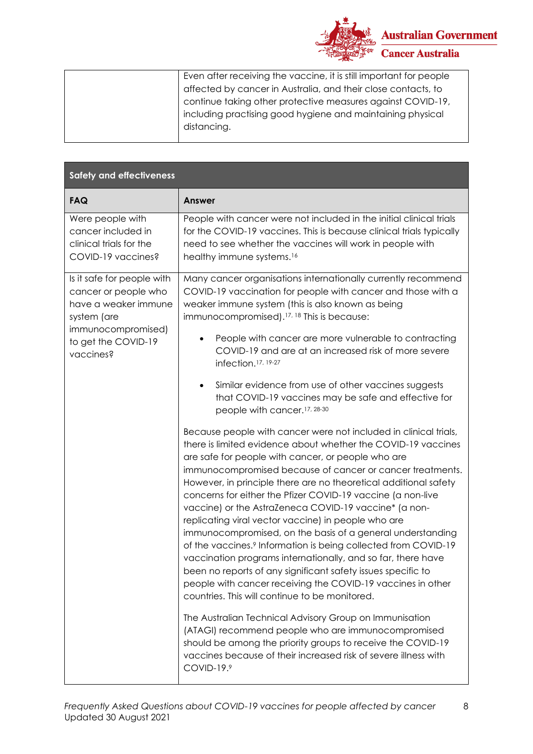| | |
|---|---|
| | Even after receiving the vaccine, it is still important for people affected by cancer in Australia, and their close contacts, to continue taking other protective measures against COVID-19, including practising good hygiene and maintaining physical distancing. |

| Safety and effectiveness | |
|---|---|
| **FAQ** | **Answer** |
| Were people with cancer included in clinical trials for the COVID-19 vaccines? | People with cancer were not included in the initial clinical trials for the COVID-19 vaccines. This is because clinical trials typically need to see whether the vaccines will work in people with healthy immune systems.[16] |
| Is it safe for people with cancer or people who have a weaker immune system (are immunocompromised) to get the COVID-19 vaccines? | Many cancer organisations internationally currently recommend COVID-19 vaccination for people with cancer and those with a weaker immune system (this is also known as being immunocompromised).[17, 18] This is because:<br><br>• People with cancer are more vulnerable to contracting COVID-19 and are at an increased risk of more severe infection.[17, 19-27]<br><br>• Similar evidence from use of other vaccines suggests that COVID-19 vaccines may be safe and effective for people with cancer.[17, 28-30]<br><br>Because people with cancer were not included in clinical trials, there is limited evidence about whether the COVID-19 vaccines are safe for people with cancer, or people who are immunocompromised because of cancer or cancer treatments. However, in principle there are no theoretical additional safety concerns for either the Pfizer COVID-19 vaccine (a non-live vaccine) or the AstraZeneca COVID-19 vaccine* (a non-replicating viral vector vaccine) in people who are immunocompromised, on the basis of a general understanding of the vaccines.[9] Information is being collected from COVID-19 vaccination programs internationally, and so far, there have been no reports of any significant safety issues specific to people with cancer receiving the COVID-19 vaccines in other countries. This will continue to be monitored.<br><br>The Australian Technical Advisory Group on Immunisation (ATAGI) recommend people who are immunocompromised should be among the priority groups to receive the COVID-19 vaccines because of their increased risk of severe illness with COVID-19.[9] |

*Frequently Asked Questions about COVID-19 vaccines for people affected by cancer*
Updated 30 August 2021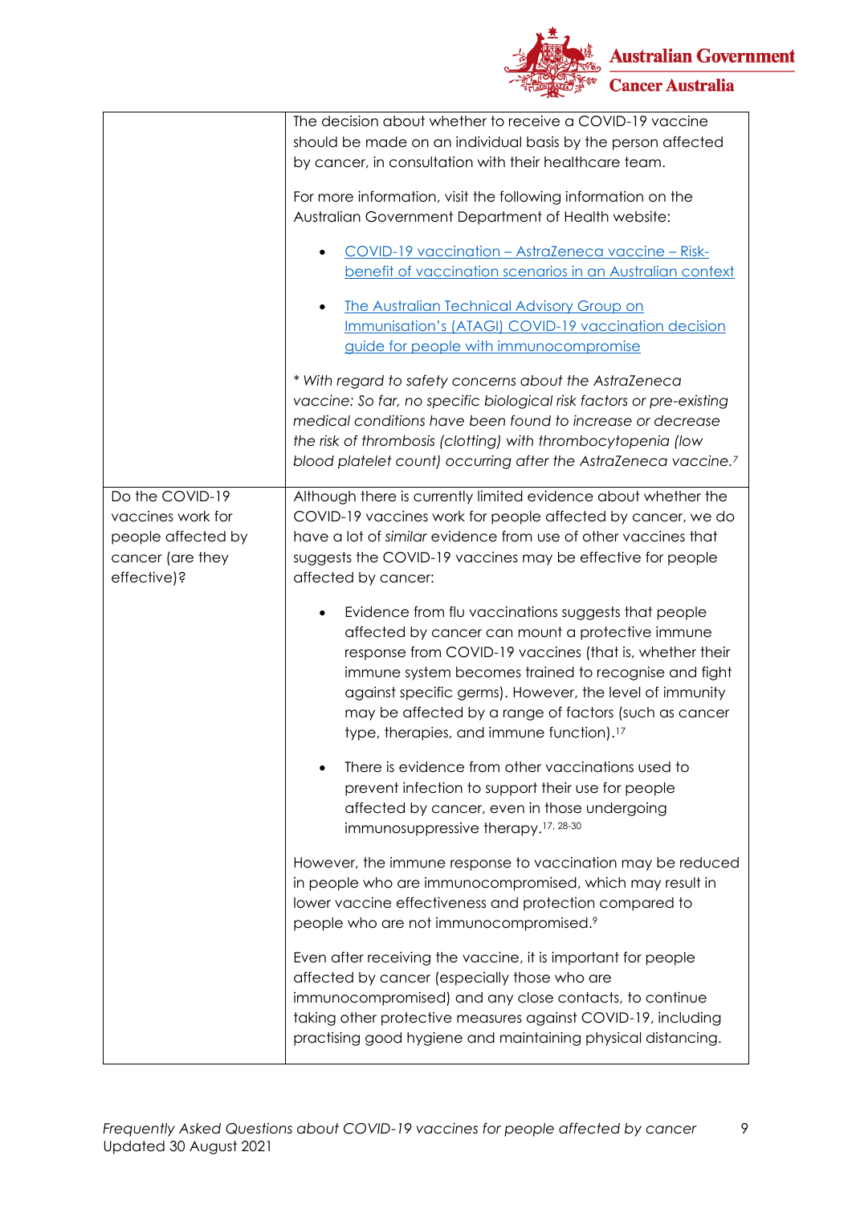| | |
|---|---|
| | The decision about whether to receive a COVID-19 vaccine should be made on an individual basis by the person affected by cancer, in consultation with their healthcare team.<br><br>For more information, visit the following information on the Australian Government Department of Health website:<br><br>• COVID-19 vaccination – AstraZeneca vaccine – Risk-benefit of vaccination scenarios in an Australian context<br><br>• The Australian Technical Advisory Group on Immunisation's (ATAGI) COVID-19 vaccination decision guide for people with immunocompromise<br><br>*\* With regard to safety concerns about the AstraZeneca vaccine: So far, no specific biological risk factors or pre-existing medical conditions have been found to increase or decrease the risk of thrombosis (clotting) with thrombocytopenia (low blood platelet count) occurring after the AstraZeneca vaccine.*[7] |
| Do the COVID-19 vaccines work for people affected by cancer (are they effective)? | Although there is currently limited evidence about whether the COVID-19 vaccines work for people affected by cancer, we do have a lot of *similar* evidence from use of other vaccines that suggests the COVID-19 vaccines may be effective for people affected by cancer:<br><br>• Evidence from flu vaccinations suggests that people affected by cancer can mount a protective immune response from COVID-19 vaccines (that is, whether their immune system becomes trained to recognise and fight against specific germs). However, the level of immunity may be affected by a range of factors (such as cancer type, therapies, and immune function).[17]<br><br>• There is evidence from other vaccinations used to prevent infection to support their use for people affected by cancer, even in those undergoing immunosuppressive therapy.[17, 28-30]<br><br>However, the immune response to vaccination may be reduced in people who are immunocompromised, which may result in lower vaccine effectiveness and protection compared to people who are not immunocompromised.[9]<br><br>Even after receiving the vaccine, it is important for people affected by cancer (especially those who are immunocompromised) and any close contacts, to continue taking other protective measures against COVID-19, including practising good hygiene and maintaining physical distancing. |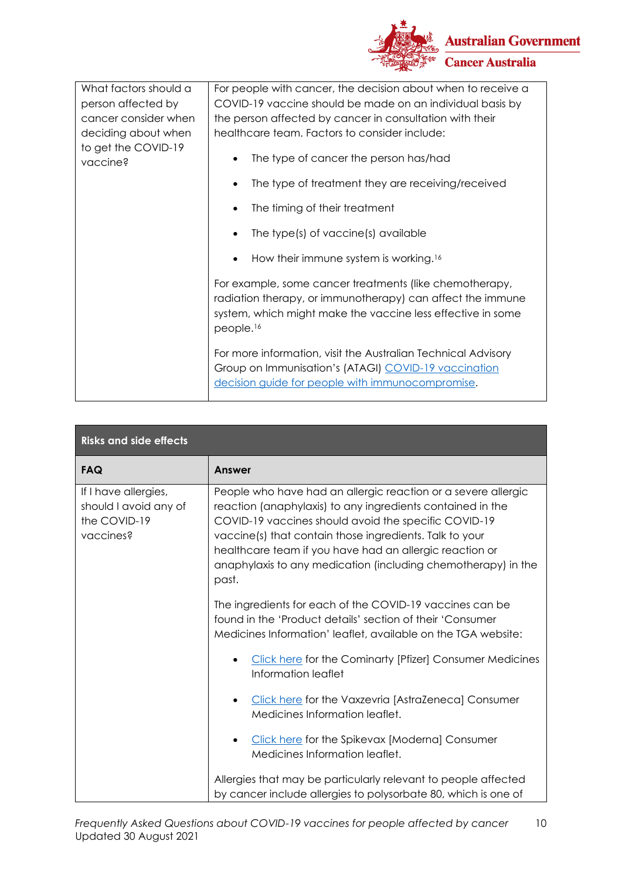| | |
|---|---|
| What factors should a person affected by cancer consider when deciding about when to get the COVID-19 vaccine? | For people with cancer, the decision about when to receive a COVID-19 vaccine should be made on an individual basis by the person affected by cancer in consultation with their healthcare team. Factors to consider include:<br>• The type of cancer the person has/had<br>• The type of treatment they are receiving/received<br>• The timing of their treatment<br>• The type(s) of vaccine(s) available<br>• How their immune system is working.[16]<br><br>For example, some cancer treatments (like chemotherapy, radiation therapy, or immunotherapy) can affect the immune system, which might make the vaccine less effective in some people.[16]<br><br>For more information, visit the Australian Technical Advisory Group on Immunisation's (ATAGI) COVID-19 vaccination decision guide for people with immunocompromise. |

| Risks and side effects | |
|---|---|
| **FAQ** | **Answer** |
| If I have allergies, should I avoid any of the COVID-19 vaccines? | People who have had an allergic reaction or a severe allergic reaction (anaphylaxis) to any ingredients contained in the COVID-19 vaccines should avoid the specific COVID-19 vaccine(s) that contain those ingredients. Talk to your healthcare team if you have had an allergic reaction or anaphylaxis to any medication (including chemotherapy) in the past.<br><br>The ingredients for each of the COVID-19 vaccines can be found in the 'Product details' section of their 'Consumer Medicines Information' leaflet, available on the TGA website:<br>• Click here for the Cominarty [Pfizer] Consumer Medicines Information leaflet<br>• Click here for the Vaxzevria [AstraZeneca] Consumer Medicines Information leaflet.<br>• Click here for the Spikevax [Moderna] Consumer Medicines Information leaflet.<br><br>Allergies that may be particularly relevant to people affected by cancer include allergies to polysorbate 80, which is one of |

*Frequently Asked Questions about COVID-19 vaccines for people affected by cancer*
Updated 30 August 2021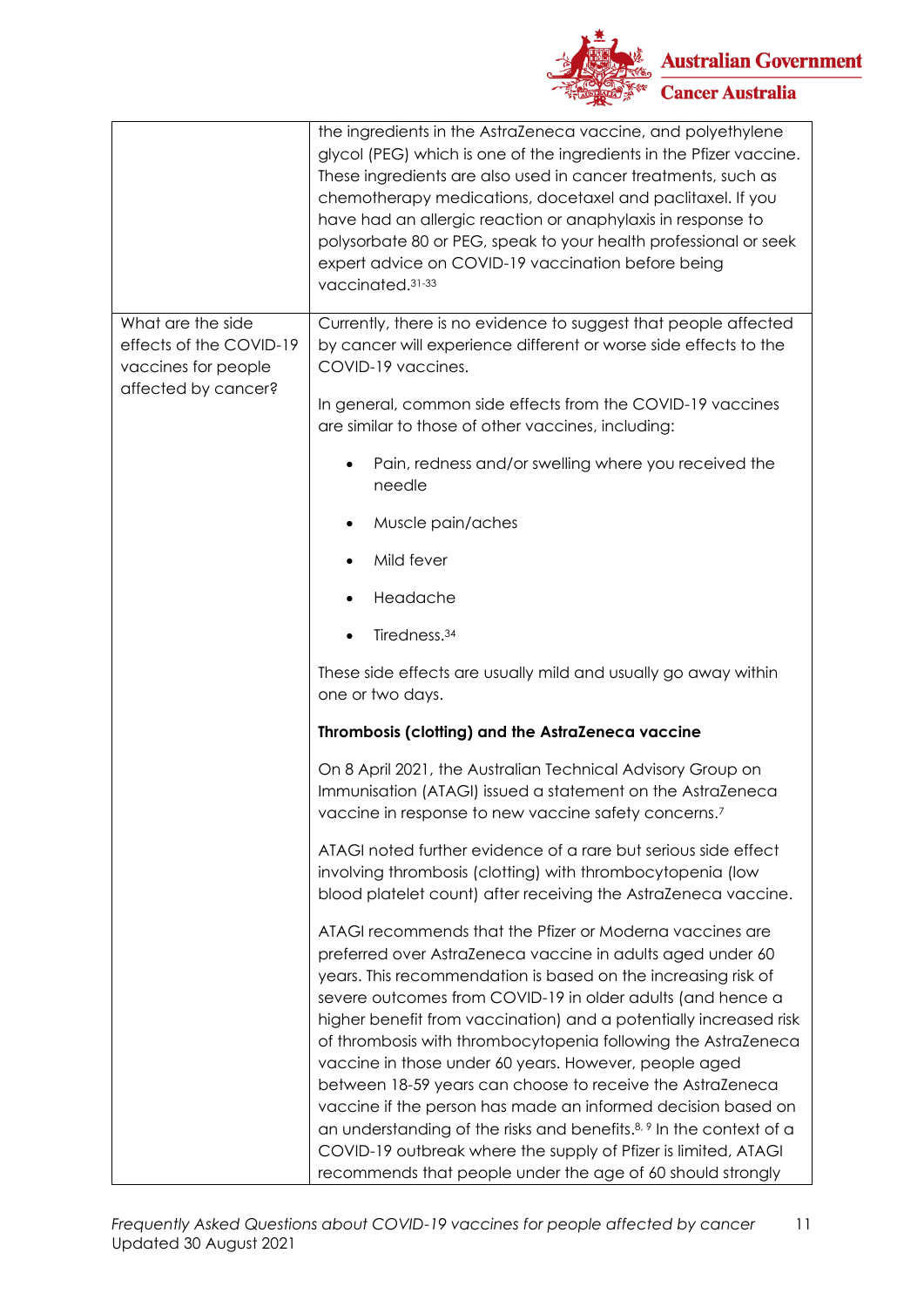| | |
|---|---|
| | the ingredients in the AstraZeneca vaccine, and polyethylene glycol (PEG) which is one of the ingredients in the Pfizer vaccine. These ingredients are also used in cancer treatments, such as chemotherapy medications, docetaxel and paclitaxel. If you have had an allergic reaction or anaphylaxis in response to polysorbate 80 or PEG, speak to your health professional or seek expert advice on COVID-19 vaccination before being vaccinated.[31-33] |
| What are the side effects of the COVID-19 vaccines for people affected by cancer? | Currently, there is no evidence to suggest that people affected by cancer will experience different or worse side effects to the COVID-19 vaccines.<br><br>In general, common side effects from the COVID-19 vaccines are similar to those of other vaccines, including:<br><br>• Pain, redness and/or swelling where you received the needle<br>• Muscle pain/aches<br>• Mild fever<br>• Headache<br>• Tiredness.[34]<br><br>These side effects are usually mild and usually go away within one or two days.<br><br>**Thrombosis (clotting) and the AstraZeneca vaccine**<br><br>On 8 April 2021, the Australian Technical Advisory Group on Immunisation (ATAGI) issued a statement on the AstraZeneca vaccine in response to new vaccine safety concerns.[7]<br><br>ATAGI noted further evidence of a rare but serious side effect involving thrombosis (clotting) with thrombocytopenia (low blood platelet count) after receiving the AstraZeneca vaccine.<br><br>ATAGI recommends that the Pfizer or Moderna vaccines are preferred over AstraZeneca vaccine in adults aged under 60 years. This recommendation is based on the increasing risk of severe outcomes from COVID-19 in older adults (and hence a higher benefit from vaccination) and a potentially increased risk of thrombosis with thrombocytopenia following the AstraZeneca vaccine in those under 60 years. However, people aged between 18-59 years can choose to receive the AstraZeneca vaccine if the person has made an informed decision based on an understanding of the risks and benefits.[8, 9] In the context of a COVID-19 outbreak where the supply of Pfizer is limited, ATAGI recommends that people under the age of 60 should strongly |

*Frequently Asked Questions about COVID-19 vaccines for people affected by cancer*
Updated 30 August 2021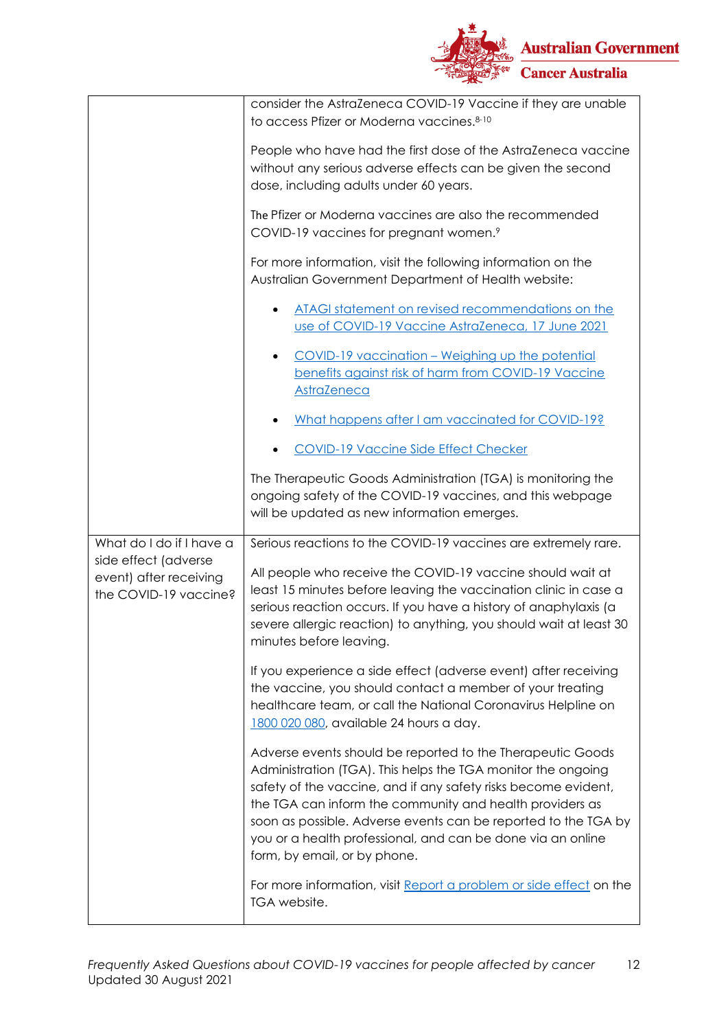| | |
|---|---|
| | consider the AstraZeneca COVID-19 Vaccine if they are unable to access Pfizer or Moderna vaccines.[8-10]<br><br>People who have had the first dose of the AstraZeneca vaccine without any serious adverse effects can be given the second dose, including adults under 60 years.<br><br>The Pfizer or Moderna vaccines are also the recommended COVID-19 vaccines for pregnant women.[9]<br><br>For more information, visit the following information on the Australian Government Department of Health website:<br><br>• ATAGI statement on revised recommendations on the use of COVID-19 Vaccine AstraZeneca, 17 June 2021<br>• COVID-19 vaccination – Weighing up the potential benefits against risk of harm from COVID-19 Vaccine AstraZeneca<br>• What happens after I am vaccinated for COVID-19?<br>• COVID-19 Vaccine Side Effect Checker<br><br>The Therapeutic Goods Administration (TGA) is monitoring the ongoing safety of the COVID-19 vaccines, and this webpage will be updated as new information emerges. |
| What do I do if I have a side effect (adverse event) after receiving the COVID-19 vaccine? | Serious reactions to the COVID-19 vaccines are extremely rare.<br><br>All people who receive the COVID-19 vaccine should wait at least 15 minutes before leaving the vaccination clinic in case a serious reaction occurs. If you have a history of anaphylaxis (a severe allergic reaction) to anything, you should wait at least 30 minutes before leaving.<br><br>If you experience a side effect (adverse event) after receiving the vaccine, you should contact a member of your treating healthcare team, or call the National Coronavirus Helpline on 1800 020 080, available 24 hours a day.<br><br>Adverse events should be reported to the Therapeutic Goods Administration (TGA). This helps the TGA monitor the ongoing safety of the vaccine, and if any safety risks become evident, the TGA can inform the community and health providers as soon as possible. Adverse events can be reported to the TGA by you or a health professional, and can be done via an online form, by email, or by phone.<br><br>For more information, visit Report a problem or side effect on the TGA website. |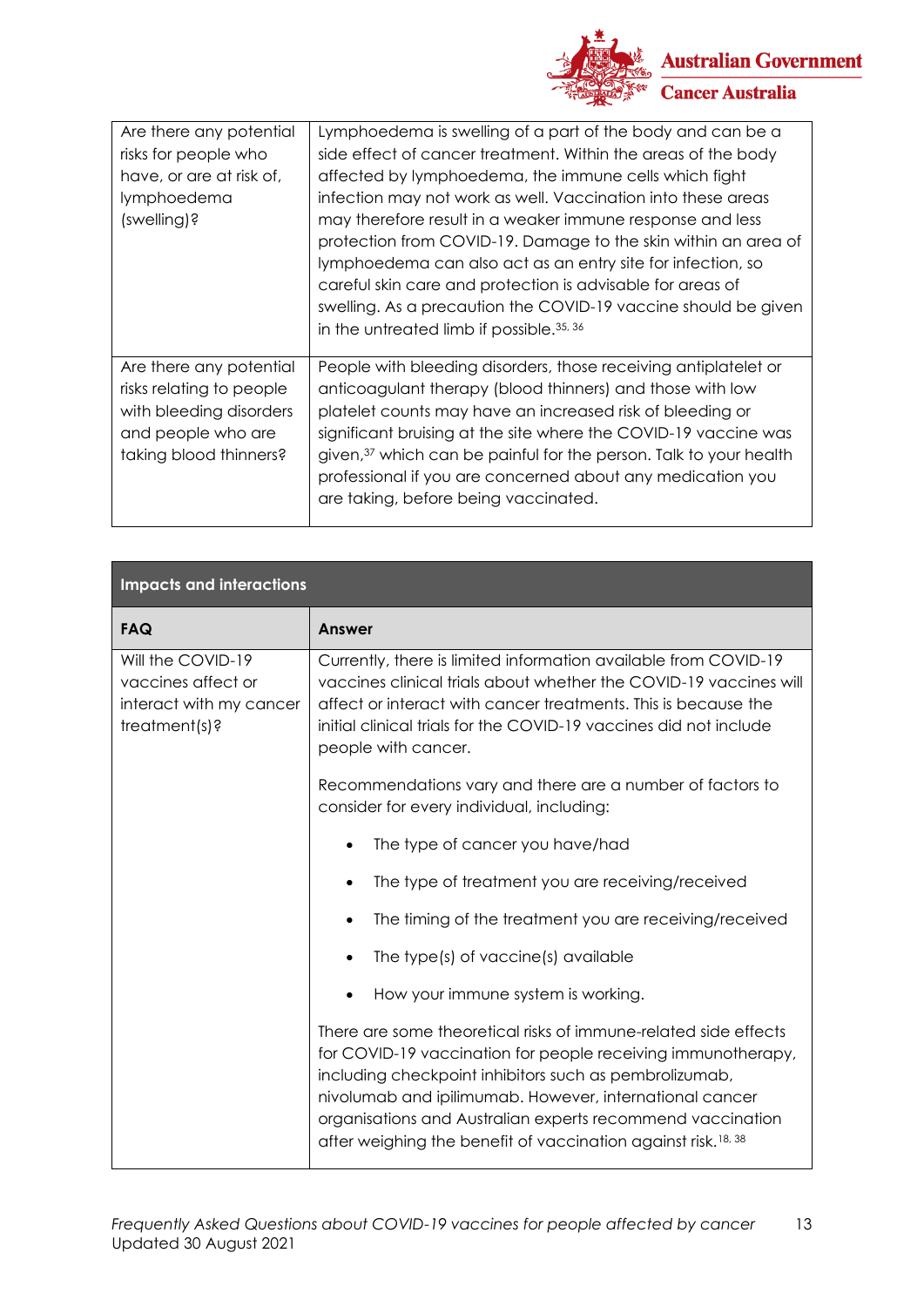| | |
|---|---|
| Are there any potential risks for people who have, or are at risk of, lymphoedema (swelling)? | Lymphoedema is swelling of a part of the body and can be a side effect of cancer treatment. Within the areas of the body affected by lymphoedema, the immune cells which fight infection may not work as well. Vaccination into these areas may therefore result in a weaker immune response and less protection from COVID-19. Damage to the skin within an area of lymphoedema can also act as an entry site for infection, so careful skin care and protection is advisable for areas of swelling. As a precaution the COVID-19 vaccine should be given in the untreated limb if possible.[35, 36] |
| Are there any potential risks relating to people with bleeding disorders and people who are taking blood thinners? | People with bleeding disorders, those receiving antiplatelet or anticoagulant therapy (blood thinners) and those with low platelet counts may have an increased risk of bleeding or significant bruising at the site where the COVID-19 vaccine was given,[37] which can be painful for the person. Talk to your health professional if you are concerned about any medication you are taking, before being vaccinated. |

**Impacts and interactions**

| FAQ | Answer |
|---|---|
| Will the COVID-19 vaccines affect or interact with my cancer treatment(s)? | Currently, there is limited information available from COVID-19 vaccines clinical trials about whether the COVID-19 vaccines will affect or interact with cancer treatments. This is because the initial clinical trials for the COVID-19 vaccines did not include people with cancer.<br><br>Recommendations vary and there are a number of factors to consider for every individual, including:<br><br>• The type of cancer you have/had<br>• The type of treatment you are receiving/received<br>• The timing of the treatment you are receiving/received<br>• The type(s) of vaccine(s) available<br>• How your immune system is working.<br><br>There are some theoretical risks of immune-related side effects for COVID-19 vaccination for people receiving immunotherapy, including checkpoint inhibitors such as pembrolizumab, nivolumab and ipilimumab. However, international cancer organisations and Australian experts recommend vaccination after weighing the benefit of vaccination against risk.[18, 38] |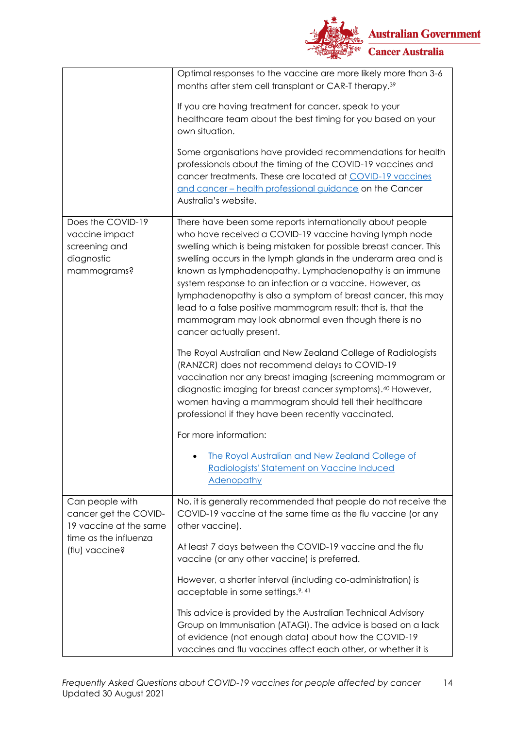| | |
|---|---|
| | Optimal responses to the vaccine are more likely more than 3-6 months after stem cell transplant or CAR-T therapy.[39]<br><br>If you are having treatment for cancer, speak to your healthcare team about the best timing for you based on your own situation.<br><br>Some organisations have provided recommendations for health professionals about the timing of the COVID-19 vaccines and cancer treatments. These are located at COVID-19 vaccines and cancer – health professional guidance on the Cancer Australia's website. |
| Does the COVID-19 vaccine impact screening and diagnostic mammograms? | There have been some reports internationally about people who have received a COVID-19 vaccine having lymph node swelling which is being mistaken for possible breast cancer. This swelling occurs in the lymph glands in the underarm area and is known as lymphadenopathy. Lymphadenopathy is an immune system response to an infection or a vaccine. However, as lymphadenopathy is also a symptom of breast cancer, this may lead to a false positive mammogram result; that is, that the mammogram may look abnormal even though there is no cancer actually present.<br><br>The Royal Australian and New Zealand College of Radiologists (RANZCR) does not recommend delays to COVID-19 vaccination nor any breast imaging (screening mammogram or diagnostic imaging for breast cancer symptoms).[40] However, women having a mammogram should tell their healthcare professional if they have been recently vaccinated.<br><br>For more information:<br><br>• The Royal Australian and New Zealand College of Radiologists' Statement on Vaccine Induced Adenopathy |
| Can people with cancer get the COVID-19 vaccine at the same time as the influenza (flu) vaccine? | No, it is generally recommended that people do not receive the COVID-19 vaccine at the same time as the flu vaccine (or any other vaccine).<br><br>At least 7 days between the COVID-19 vaccine and the flu vaccine (or any other vaccine) is preferred.<br><br>However, a shorter interval (including co-administration) is acceptable in some settings.[9, 41]<br><br>This advice is provided by the Australian Technical Advisory Group on Immunisation (ATAGI). The advice is based on a lack of evidence (not enough data) about how the COVID-19 vaccines and flu vaccines affect each other, or whether it is |

*Frequently Asked Questions about COVID-19 vaccines for people affected by cancer*
Updated 30 August 2021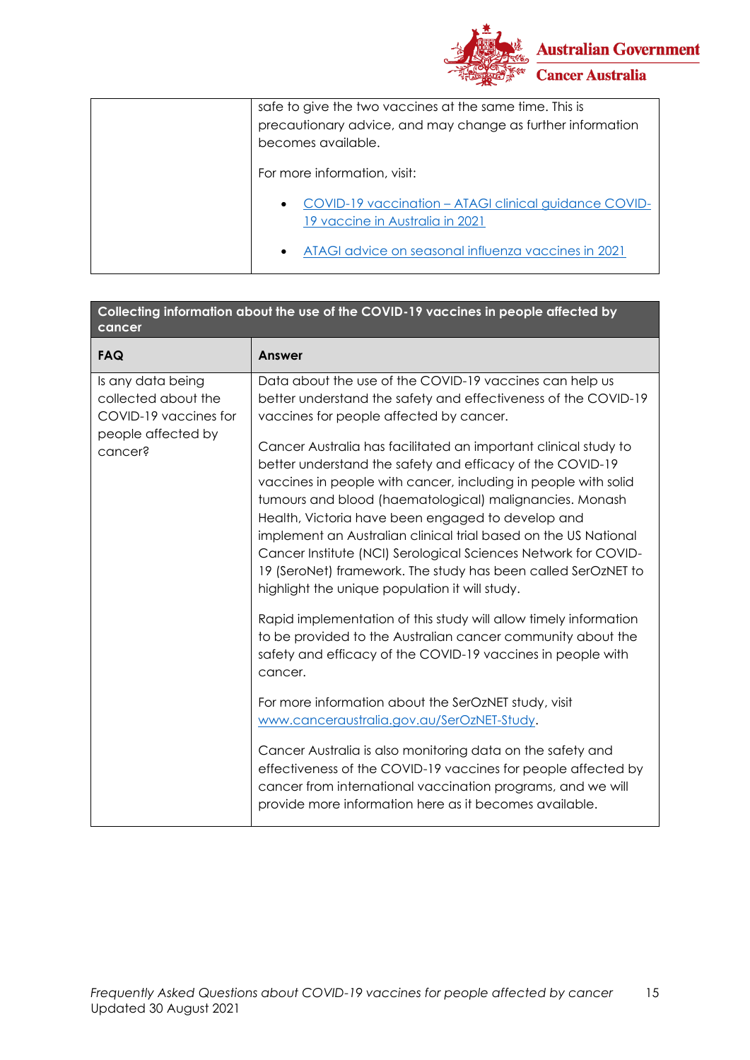| | |
|---|---|
| | safe to give the two vaccines at the same time. This is precautionary advice, and may change as further information becomes available.<br><br>For more information, visit:<br><br>• [COVID-19 vaccination – ATAGI clinical guidance COVID-19 vaccine in Australia in 2021](#)<br>• [ATAGI advice on seasonal influenza vaccines in 2021](#) |

| Collecting information about the use of the COVID-19 vaccines in people affected by cancer | |
|---|---|
| **FAQ** | **Answer** |
| Is any data being collected about the COVID-19 vaccines for people affected by cancer? | Data about the use of the COVID-19 vaccines can help us better understand the safety and effectiveness of the COVID-19 vaccines for people affected by cancer.<br><br>Cancer Australia has facilitated an important clinical study to better understand the safety and efficacy of the COVID-19 vaccines in people with cancer, including in people with solid tumours and blood (haematological) malignancies. Monash Health, Victoria have been engaged to develop and implement an Australian clinical trial based on the US National Cancer Institute (NCI) Serological Sciences Network for COVID-19 (SeroNet) framework. The study has been called SerOzNET to highlight the unique population it will study.<br><br>Rapid implementation of this study will allow timely information to be provided to the Australian cancer community about the safety and efficacy of the COVID-19 vaccines in people with cancer.<br><br>For more information about the SerOzNET study, visit [www.canceraustralia.gov.au/SerOzNET-Study](www.canceraustralia.gov.au/SerOzNET-Study).<br><br>Cancer Australia is also monitoring data on the safety and effectiveness of the COVID-19 vaccines for people affected by cancer from international vaccination programs, and we will provide more information here as it becomes available. |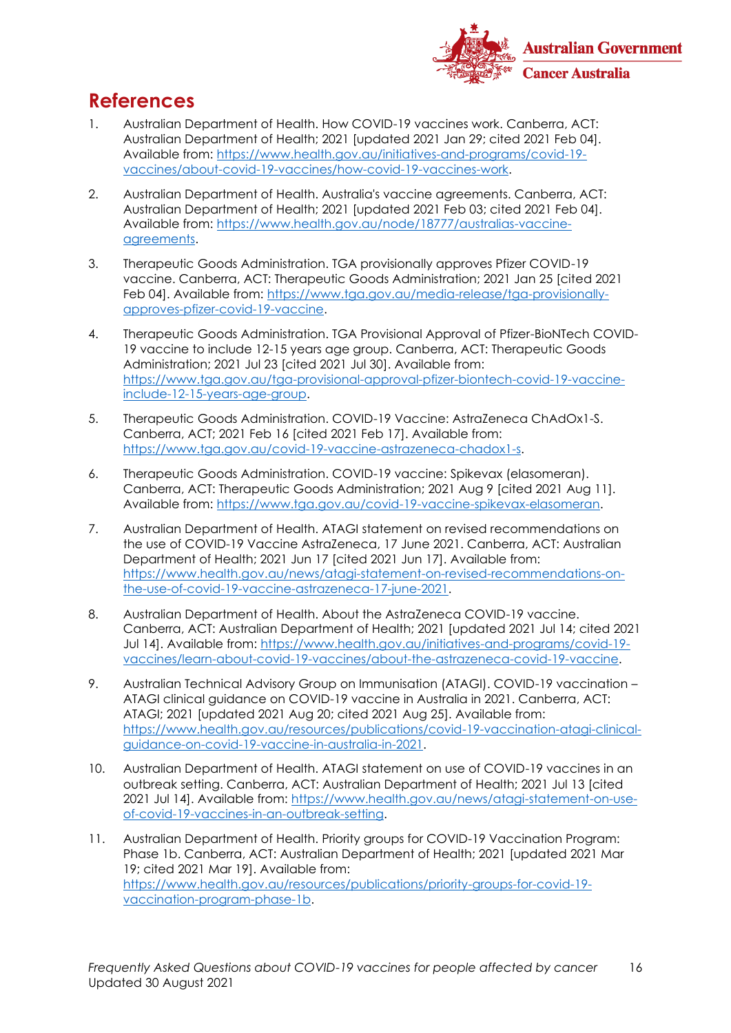## References

1. Australian Department of Health. How COVID-19 vaccines work. Canberra, ACT: Australian Department of Health; 2021 [updated 2021 Jan 29; cited 2021 Feb 04]. Available from: https://www.health.gov.au/initiatives-and-programs/covid-19-vaccines/about-covid-19-vaccines/how-covid-19-vaccines-work.
2. Australian Department of Health. Australia's vaccine agreements. Canberra, ACT: Australian Department of Health; 2021 [updated 2021 Feb 03; cited 2021 Feb 04]. Available from: https://www.health.gov.au/node/18777/australias-vaccine-agreements.
3. Therapeutic Goods Administration. TGA provisionally approves Pfizer COVID-19 vaccine. Canberra, ACT: Therapeutic Goods Administration; 2021 Jan 25 [cited 2021 Feb 04]. Available from: https://www.tga.gov.au/media-release/tga-provisionally-approves-pfizer-covid-19-vaccine.
4. Therapeutic Goods Administration. TGA Provisional Approval of Pfizer-BioNTech COVID-19 vaccine to include 12-15 years age group. Canberra, ACT: Therapeutic Goods Administration; 2021 Jul 23 [cited 2021 Jul 30]. Available from: https://www.tga.gov.au/tga-provisional-approval-pfizer-biontech-covid-19-vaccine-include-12-15-years-age-group.
5. Therapeutic Goods Administration. COVID-19 Vaccine: AstraZeneca ChAdOx1-S. Canberra, ACT; 2021 Feb 16 [cited 2021 Feb 17]. Available from: https://www.tga.gov.au/covid-19-vaccine-astrazeneca-chadox1-s.
6. Therapeutic Goods Administration. COVID-19 vaccine: Spikevax (elasomeran). Canberra, ACT: Therapeutic Goods Administration; 2021 Aug 9 [cited 2021 Aug 11]. Available from: https://www.tga.gov.au/covid-19-vaccine-spikevax-elasomeran.
7. Australian Department of Health. ATAGI statement on revised recommendations on the use of COVID-19 Vaccine AstraZeneca, 17 June 2021. Canberra, ACT: Australian Department of Health; 2021 Jun 17 [cited 2021 Jun 17]. Available from: https://www.health.gov.au/news/atagi-statement-on-revised-recommendations-on-the-use-of-covid-19-vaccine-astrazeneca-17-june-2021.
8. Australian Department of Health. About the AstraZeneca COVID-19 vaccine. Canberra, ACT: Australian Department of Health; 2021 [updated 2021 Jul 14; cited 2021 Jul 14]. Available from: https://www.health.gov.au/initiatives-and-programs/covid-19-vaccines/learn-about-covid-19-vaccines/about-the-astrazeneca-covid-19-vaccine.
9. Australian Technical Advisory Group on Immunisation (ATAGI). COVID-19 vaccination – ATAGI clinical guidance on COVID-19 vaccine in Australia in 2021. Canberra, ACT: ATAGI; 2021 [updated 2021 Aug 20; cited 2021 Aug 25]. Available from: https://www.health.gov.au/resources/publications/covid-19-vaccination-atagi-clinical-guidance-on-covid-19-vaccine-in-australia-in-2021.
10. Australian Department of Health. ATAGI statement on use of COVID-19 vaccines in an outbreak setting. Canberra, ACT: Australian Department of Health; 2021 Jul 13 [cited 2021 Jul 14]. Available from: https://www.health.gov.au/news/atagi-statement-on-use-of-covid-19-vaccines-in-an-outbreak-setting.
11. Australian Department of Health. Priority groups for COVID-19 Vaccination Program: Phase 1b. Canberra, ACT: Australian Department of Health; 2021 [updated 2021 Mar 19; cited 2021 Mar 19]. Available from: https://www.health.gov.au/resources/publications/priority-groups-for-covid-19-vaccination-program-phase-1b.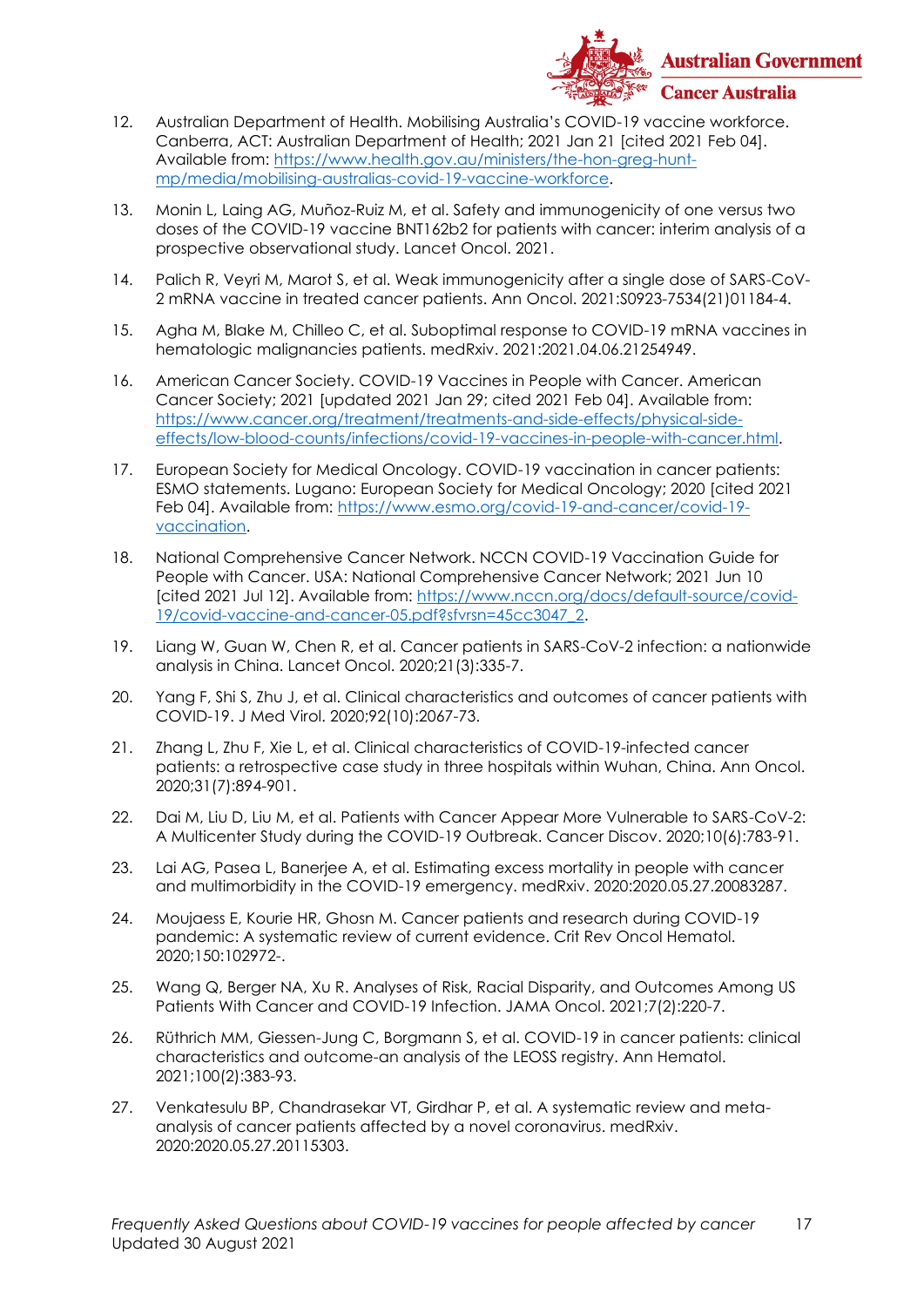12. Australian Department of Health. Mobilising Australia's COVID-19 vaccine workforce. Canberra, ACT: Australian Department of Health; 2021 Jan 21 [cited 2021 Feb 04]. Available from: [https://www.health.gov.au/ministers/the-hon-greg-hunt-mp/media/mobilising-australias-covid-19-vaccine-workforce](https://www.health.gov.au/ministers/the-hon-greg-hunt-mp/media/mobilising-australias-covid-19-vaccine-workforce).

13. Monin L, Laing AG, Muñoz-Ruiz M, et al. Safety and immunogenicity of one versus two doses of the COVID-19 vaccine BNT162b2 for patients with cancer: interim analysis of a prospective observational study. Lancet Oncol. 2021.

14. Palich R, Veyri M, Marot S, et al. Weak immunogenicity after a single dose of SARS-CoV-2 mRNA vaccine in treated cancer patients. Ann Oncol. 2021:S0923-7534(21)01184-4.

15. Agha M, Blake M, Chilleo C, et al. Suboptimal response to COVID-19 mRNA vaccines in hematologic malignancies patients. medRxiv. 2021:2021.04.06.21254949.

16. American Cancer Society. COVID-19 Vaccines in People with Cancer. American Cancer Society; 2021 [updated 2021 Jan 29; cited 2021 Feb 04]. Available from: [https://www.cancer.org/treatment/treatments-and-side-effects/physical-side-effects/low-blood-counts/infections/covid-19-vaccines-in-people-with-cancer.html](https://www.cancer.org/treatment/treatments-and-side-effects/physical-side-effects/low-blood-counts/infections/covid-19-vaccines-in-people-with-cancer.html).

17. European Society for Medical Oncology. COVID-19 vaccination in cancer patients: ESMO statements. Lugano: European Society for Medical Oncology; 2020 [cited 2021 Feb 04]. Available from: [https://www.esmo.org/covid-19-and-cancer/covid-19-vaccination](https://www.esmo.org/covid-19-and-cancer/covid-19-vaccination).

18. National Comprehensive Cancer Network. NCCN COVID-19 Vaccination Guide for People with Cancer. USA: National Comprehensive Cancer Network; 2021 Jun 10 [cited 2021 Jul 12]. Available from: [https://www.nccn.org/docs/default-source/covid-19/covid-vaccine-and-cancer-05.pdf?sfvrsn=45cc3047_2](https://www.nccn.org/docs/default-source/covid-19/covid-vaccine-and-cancer-05.pdf?sfvrsn=45cc3047_2).

19. Liang W, Guan W, Chen R, et al. Cancer patients in SARS-CoV-2 infection: a nationwide analysis in China. Lancet Oncol. 2020;21(3):335-7.

20. Yang F, Shi S, Zhu J, et al. Clinical characteristics and outcomes of cancer patients with COVID-19. J Med Virol. 2020;92(10):2067-73.

21. Zhang L, Zhu F, Xie L, et al. Clinical characteristics of COVID-19-infected cancer patients: a retrospective case study in three hospitals within Wuhan, China. Ann Oncol. 2020;31(7):894-901.

22. Dai M, Liu D, Liu M, et al. Patients with Cancer Appear More Vulnerable to SARS-CoV-2: A Multicenter Study during the COVID-19 Outbreak. Cancer Discov. 2020;10(6):783-91.

23. Lai AG, Pasea L, Banerjee A, et al. Estimating excess mortality in people with cancer and multimorbidity in the COVID-19 emergency. medRxiv. 2020:2020.05.27.20083287.

24. Moujaess E, Kourie HR, Ghosn M. Cancer patients and research during COVID-19 pandemic: A systematic review of current evidence. Crit Rev Oncol Hematol. 2020;150:102972-.

25. Wang Q, Berger NA, Xu R. Analyses of Risk, Racial Disparity, and Outcomes Among US Patients With Cancer and COVID-19 Infection. JAMA Oncol. 2021;7(2):220-7.

26. Rüthrich MM, Giessen-Jung C, Borgmann S, et al. COVID-19 in cancer patients: clinical characteristics and outcome-an analysis of the LEOSS registry. Ann Hematol. 2021;100(2):383-93.

27. Venkatesulu BP, Chandrasekar VT, Girdhar P, et al. A systematic review and meta-analysis of cancer patients affected by a novel coronavirus. medRxiv. 2020:2020.05.27.20115303.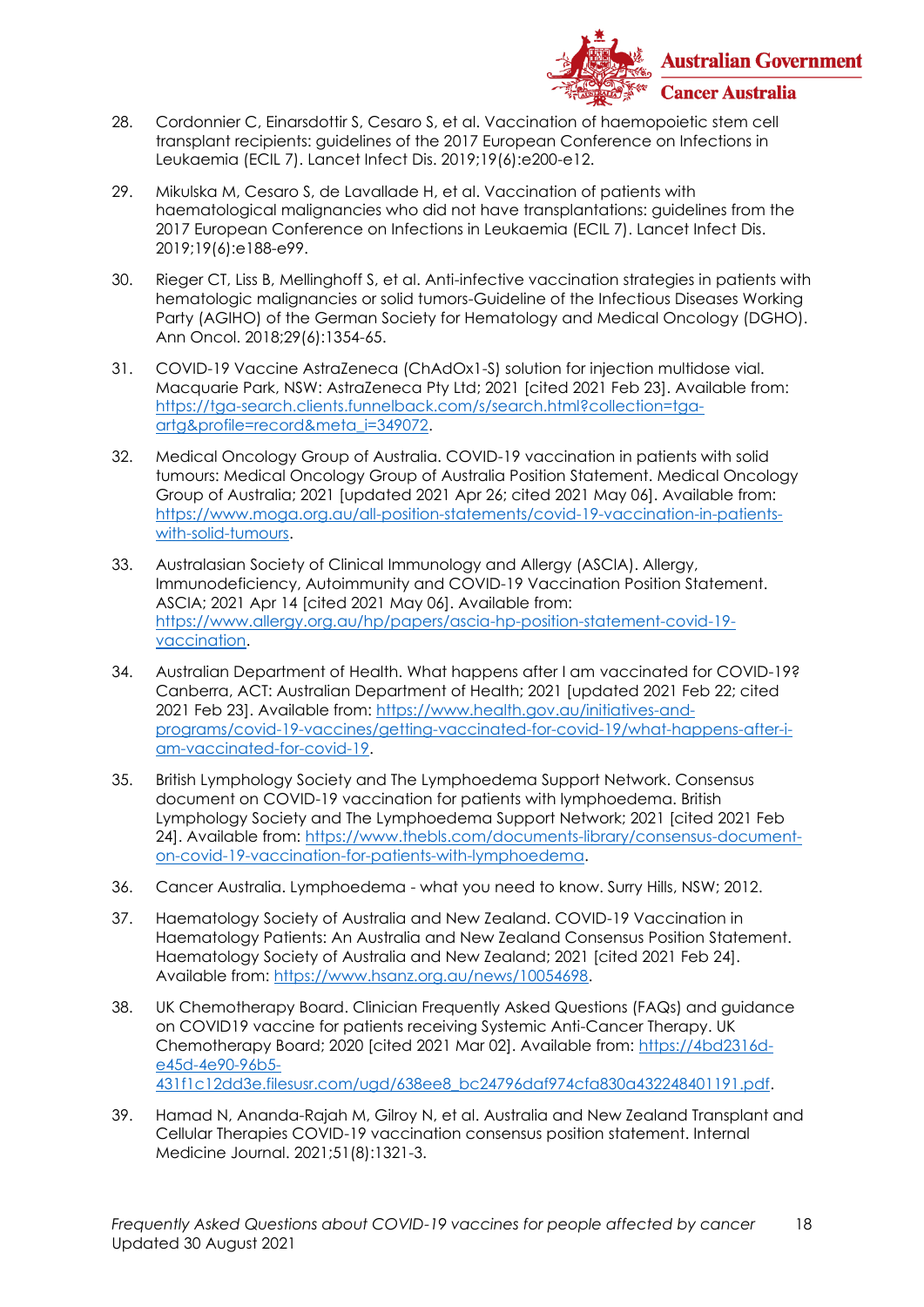28. Cordonnier C, Einarsdottir S, Cesaro S, et al. Vaccination of haemopoietic stem cell transplant recipients: guidelines of the 2017 European Conference on Infections in Leukaemia (ECIL 7). Lancet Infect Dis. 2019;19(6):e200-e12.

29. Mikulska M, Cesaro S, de Lavallade H, et al. Vaccination of patients with haematological malignancies who did not have transplantations: guidelines from the 2017 European Conference on Infections in Leukaemia (ECIL 7). Lancet Infect Dis. 2019;19(6):e188-e99.

30. Rieger CT, Liss B, Mellinghoff S, et al. Anti-infective vaccination strategies in patients with hematologic malignancies or solid tumors-Guideline of the Infectious Diseases Working Party (AGIHO) of the German Society for Hematology and Medical Oncology (DGHO). Ann Oncol. 2018;29(6):1354-65.

31. COVID-19 Vaccine AstraZeneca (ChAdOx1-S) solution for injection multidose vial. Macquarie Park, NSW: AstraZeneca Pty Ltd; 2021 [cited 2021 Feb 23]. Available from: https://tga-search.clients.funnelback.com/s/search.html?collection=tga-artg&profile=record&meta_i=349072.

32. Medical Oncology Group of Australia. COVID-19 vaccination in patients with solid tumours: Medical Oncology Group of Australia Position Statement. Medical Oncology Group of Australia; 2021 [updated 2021 Apr 26; cited 2021 May 06]. Available from: https://www.moga.org.au/all-position-statements/covid-19-vaccination-in-patients-with-solid-tumours.

33. Australasian Society of Clinical Immunology and Allergy (ASCIA). Allergy, Immunodeficiency, Autoimmunity and COVID-19 Vaccination Position Statement. ASCIA; 2021 Apr 14 [cited 2021 May 06]. Available from: https://www.allergy.org.au/hp/papers/ascia-hp-position-statement-covid-19-vaccination.

34. Australian Department of Health. What happens after I am vaccinated for COVID-19? Canberra, ACT: Australian Department of Health; 2021 [updated 2021 Feb 22; cited 2021 Feb 23]. Available from: https://www.health.gov.au/initiatives-and-programs/covid-19-vaccines/getting-vaccinated-for-covid-19/what-happens-after-i-am-vaccinated-for-covid-19.

35. British Lymphology Society and The Lymphoedema Support Network. Consensus document on COVID-19 vaccination for patients with lymphoedema. British Lymphology Society and The Lymphoedema Support Network; 2021 [cited 2021 Feb 24]. Available from: https://www.thebls.com/documents-library/consensus-document-on-covid-19-vaccination-for-patients-with-lymphoedema.

36. Cancer Australia. Lymphoedema - what you need to know. Surry Hills, NSW; 2012.

37. Haematology Society of Australia and New Zealand. COVID-19 Vaccination in Haematology Patients: An Australia and New Zealand Consensus Position Statement. Haematology Society of Australia and New Zealand; 2021 [cited 2021 Feb 24]. Available from: https://www.hsanz.org.au/news/10054698.

38. UK Chemotherapy Board. Clinician Frequently Asked Questions (FAQs) and guidance on COVID19 vaccine for patients receiving Systemic Anti-Cancer Therapy. UK Chemotherapy Board; 2020 [cited 2021 Mar 02]. Available from: https://4bd2316d-e45d-4e90-96b5-431f1c12dd3e.filesusr.com/ugd/638ee8_bc24796daf974cfa830a432248401191.pdf.

39. Hamad N, Ananda-Rajah M, Gilroy N, et al. Australia and New Zealand Transplant and Cellular Therapies COVID-19 vaccination consensus position statement. Internal Medicine Journal. 2021;51(8):1321-3.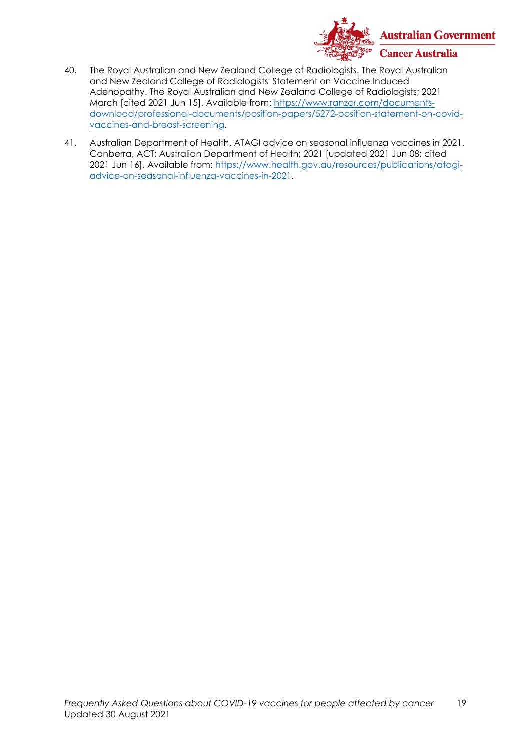40. The Royal Australian and New Zealand College of Radiologists. The Royal Australian and New Zealand College of Radiologists' Statement on Vaccine Induced Adenopathy. The Royal Australian and New Zealand College of Radiologists; 2021 March [cited 2021 Jun 15]. Available from: [https://www.ranzcr.com/documents-download/professional-documents/position-papers/5272-position-statement-on-covid-vaccines-and-breast-screening](https://www.ranzcr.com/documents-download/professional-documents/position-papers/5272-position-statement-on-covid-vaccines-and-breast-screening).

41. Australian Department of Health. ATAGI advice on seasonal influenza vaccines in 2021. Canberra, ACT: Australian Department of Health; 2021 [updated 2021 Jun 08; cited 2021 Jun 16]. Available from: [https://www.health.gov.au/resources/publications/atagi-advice-on-seasonal-influenza-vaccines-in-2021](https://www.health.gov.au/resources/publications/atagi-advice-on-seasonal-influenza-vaccines-in-2021).